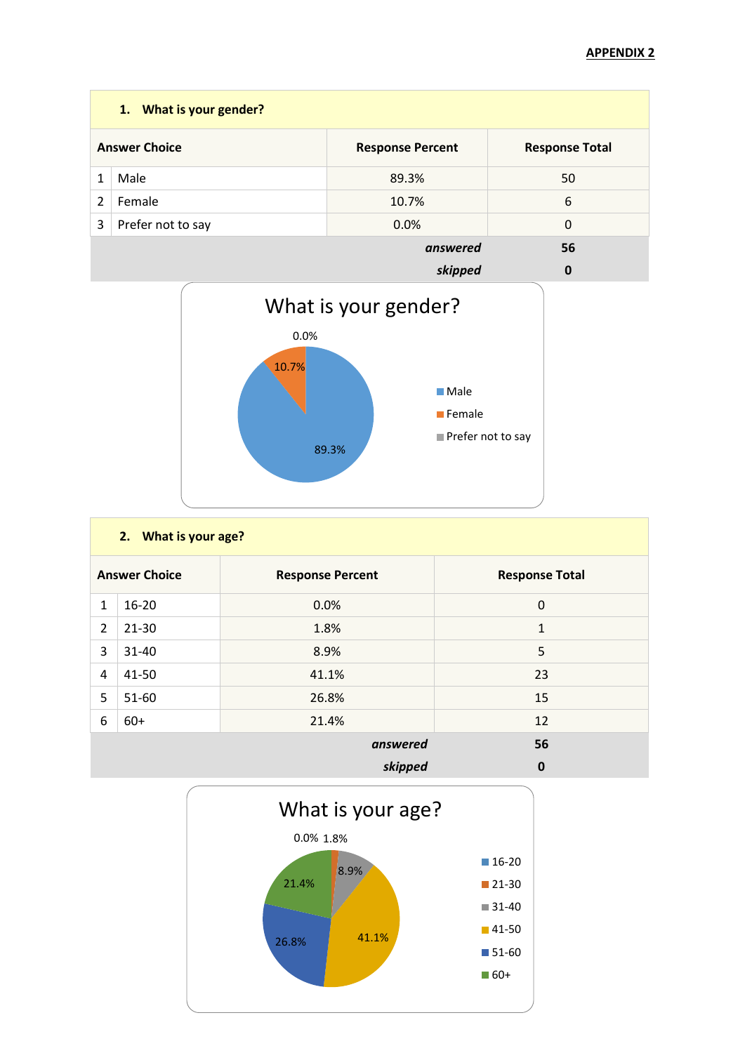**APPENDIX 2**

| 1. What is your gender? | | |
|---|---|---|
| **Answer Choice** | **Response Percent** | **Response Total** |
| 1 Male | 89.3% | 50 |
| 2 Female | 10.7% | 6 |
| 3 Prefer not to say | 0.0% | 0 |
| | ***answered*** | **56** |
| | ***skipped*** | **0** |

What is your gender?

0.0%
10.7%
89.3%

- Male
- Female
- Prefer not to say

| 2. What is your age? | | |
|---|---|---|
| **Answer Choice** | **Response Percent** | **Response Total** |
| 1 16-20 | 0.0% | 0 |
| 2 21-30 | 1.8% | 1 |
| 3 31-40 | 8.9% | 5 |
| 4 41-50 | 41.1% | 23 |
| 5 51-60 | 26.8% | 15 |
| 6 60+ | 21.4% | 12 |
| | ***answered*** | **56** |
| | ***skipped*** | **0** |

What is your age?

0.0% 1.8%
8.9%
21.4%
26.8%
41.1%

- 16-20
- 21-30
- 31-40
- 41-50
- 51-60
- 60+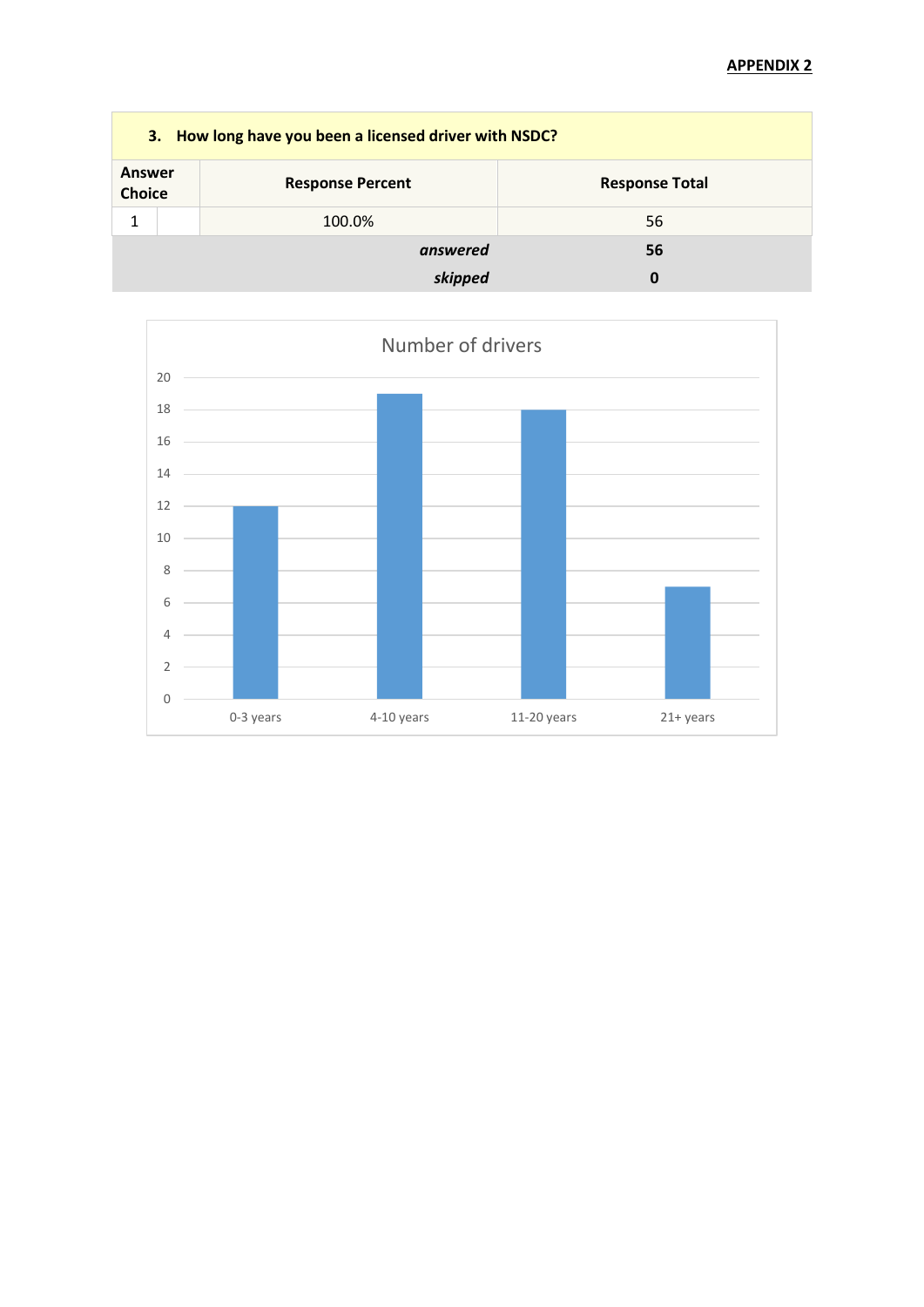**APPENDIX 2**

| 3. How long have you been a licensed driver with NSDC? | | | |
|---|---|---|---|
| Answer Choice | | Response Percent | Response Total |
| 1 | | 100.0% | 56 |
| | | *answered* | **56** |
| | | *skipped* | **0** |

Number of drivers

| Years | Number of drivers |
|---|---|
| 0-3 years | 12 |
| 4-10 years | 19 |
| 11-20 years | 18 |
| 21+ years | 7 |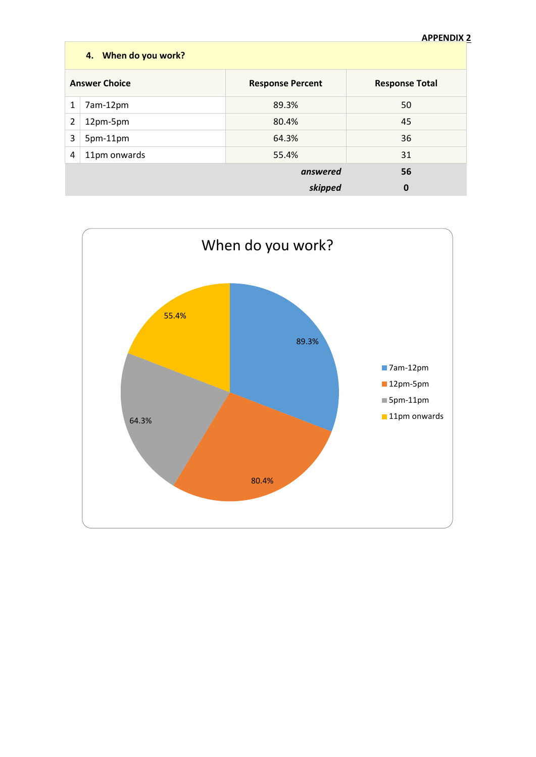**APPENDIX 2**

| 4. When do you work? | | | |
|---|---|---|---|
| **Answer Choice** | | **Response Percent** | **Response Total** |
| 1 | 7am-12pm | 89.3% | 50 |
| 2 | 12pm-5pm | 80.4% | 45 |
| 3 | 5pm-11pm | 64.3% | 36 |
| 4 | 11pm onwards | 55.4% | 31 |
| | | ***answered*** | **56** |
| | | ***skipped*** | **0** |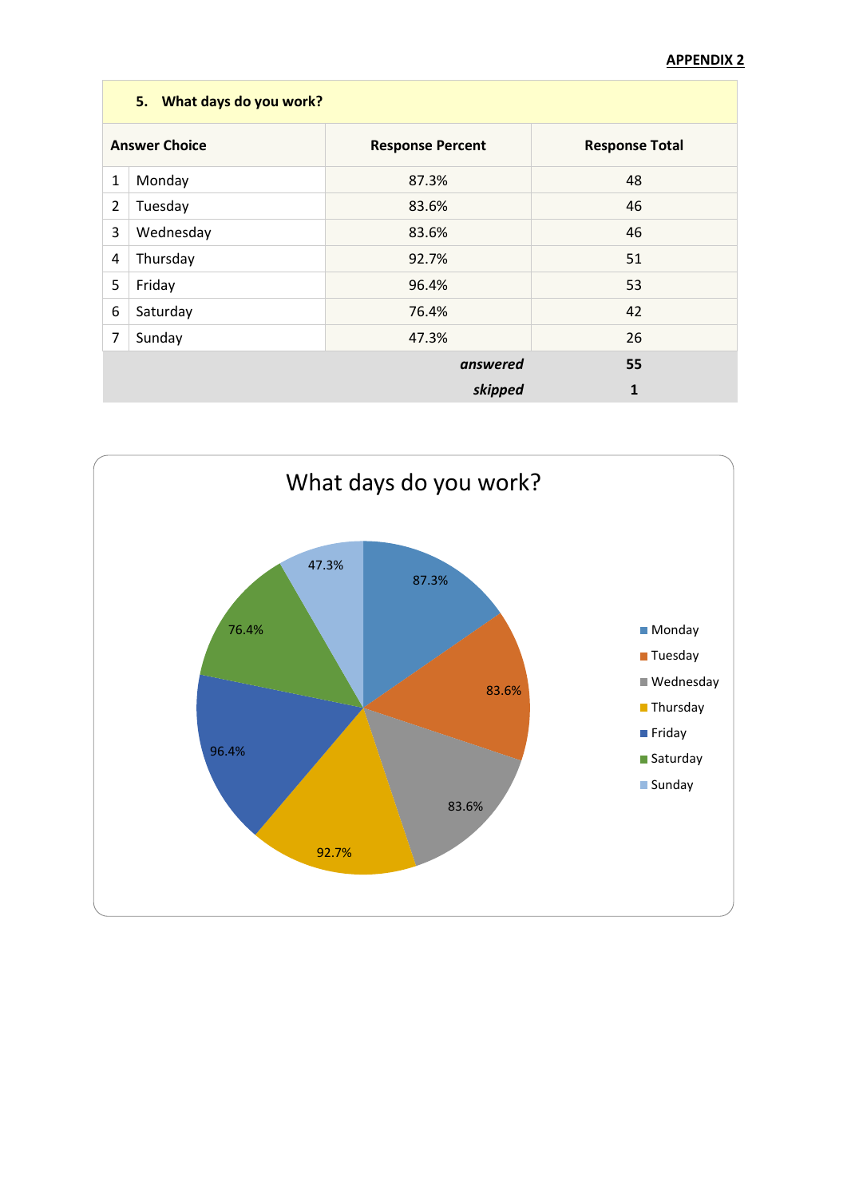**APPENDIX 2**

| **5. What days do you work?** | | | |
|---|---|---|---|
| **Answer Choice** | | **Response Percent** | **Response Total** |
| 1 | Monday | 87.3% | 48 |
| 2 | Tuesday | 83.6% | 46 |
| 3 | Wednesday | 83.6% | 46 |
| 4 | Thursday | 92.7% | 51 |
| 5 | Friday | 96.4% | 53 |
| 6 | Saturday | 76.4% | 42 |
| 7 | Sunday | 47.3% | 26 |
| | | ***answered*** | **55** |
| | | ***skipped*** | **1** |

What days do you work?

| Day | Percent |
|---|---|
| Monday | 87.3% |
| Tuesday | 83.6% |
| Wednesday | 83.6% |
| Thursday | 92.7% |
| Friday | 96.4% |
| Saturday | 76.4% |
| Sunday | 47.3% |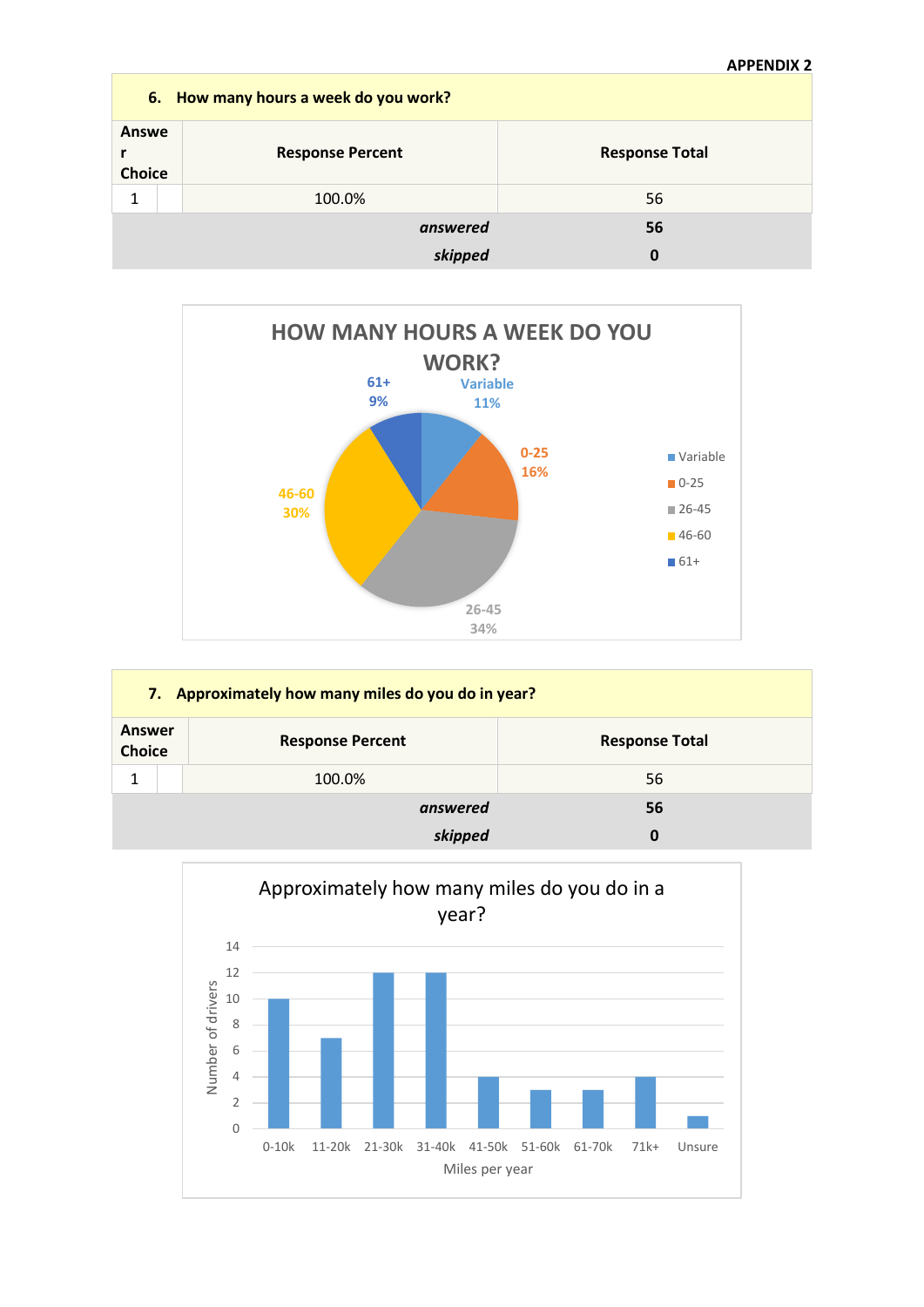**APPENDIX 2**

| 6. How many hours a week do you work? | | | |
|---|---|---|---|
| Answer Choice | | Response Percent | Response Total |
| 1 | | 100.0% | 56 |
| | | *answered* | **56** |
| | | *skipped* | **0** |

HOW MANY HOURS A WEEK DO YOU WORK?

- Variable 11%
- 0-25 16%
- 26-45 34%
- 46-60 30%
- 61+ 9%

| 7. Approximately how many miles do you do in year? | | | |
|---|---|---|---|
| Answer Choice | | Response Percent | Response Total |
| 1 | | 100.0% | 56 |
| | | *answered* | **56** |
| | | *skipped* | **0** |

Approximately how many miles do you do in a year?

| Miles per year | Number of drivers |
|---|---|
| 0-10k | 10 |
| 11-20k | 7 |
| 21-30k | 12 |
| 31-40k | 12 |
| 41-50k | 4 |
| 51-60k | 3 |
| 61-70k | 3 |
| 71k+ | 4 |
| Unsure | 1 |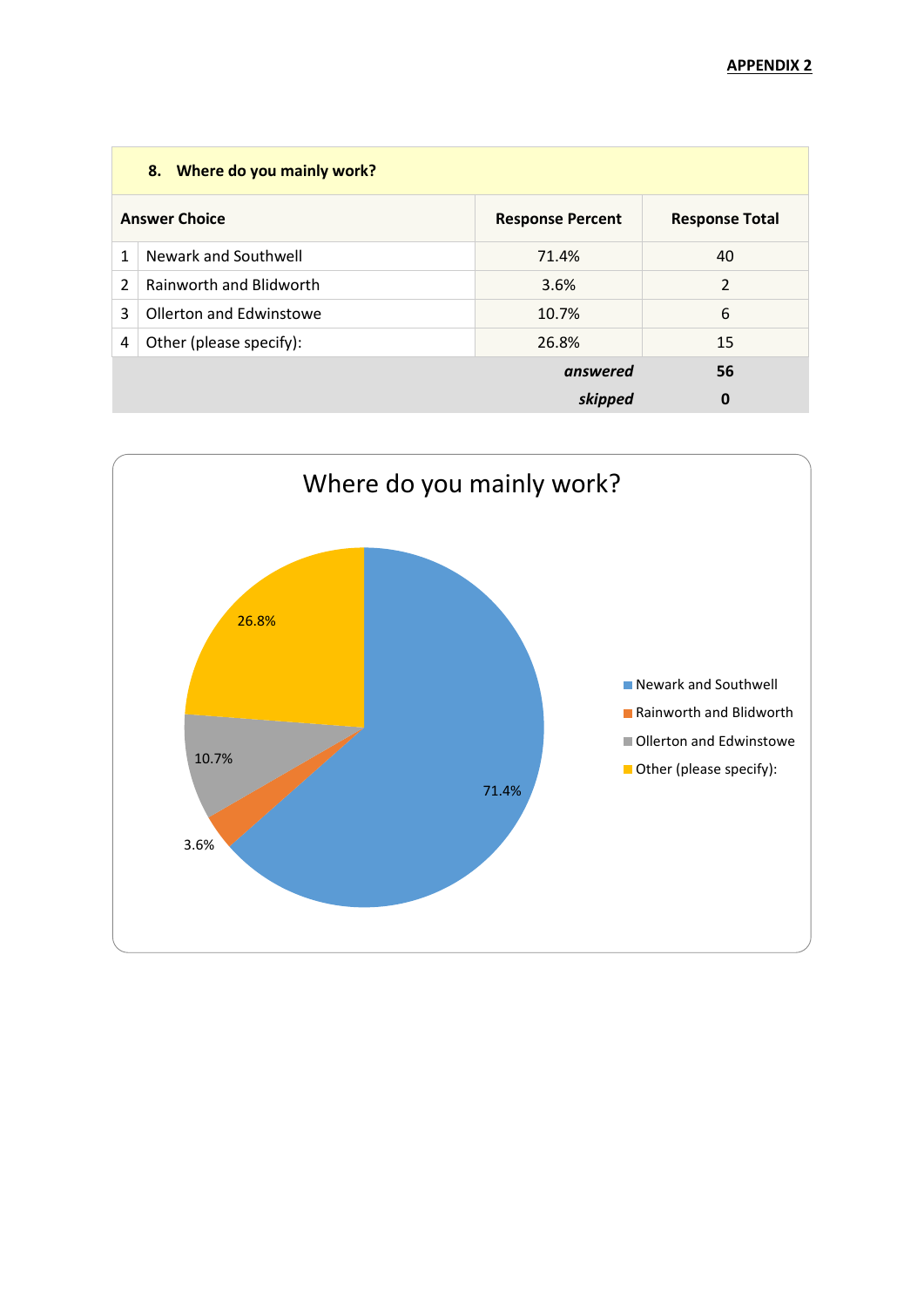**APPENDIX 2**

| 8. Where do you mainly work? | | | |
|---|---|---|---|
| **Answer Choice** | | **Response Percent** | **Response Total** |
| 1 | Newark and Southwell | 71.4% | 40 |
| 2 | Rainworth and Blidworth | 3.6% | 2 |
| 3 | Ollerton and Edwinstowe | 10.7% | 6 |
| 4 | Other (please specify): | 26.8% | 15 |
| | | ***answered*** | **56** |
| | | ***skipped*** | **0** |

Where do you mainly work?

- Newark and Southwell: 71.4%
- Rainworth and Blidworth: 3.6%
- Ollerton and Edwinstowe: 10.7%
- Other (please specify): 26.8%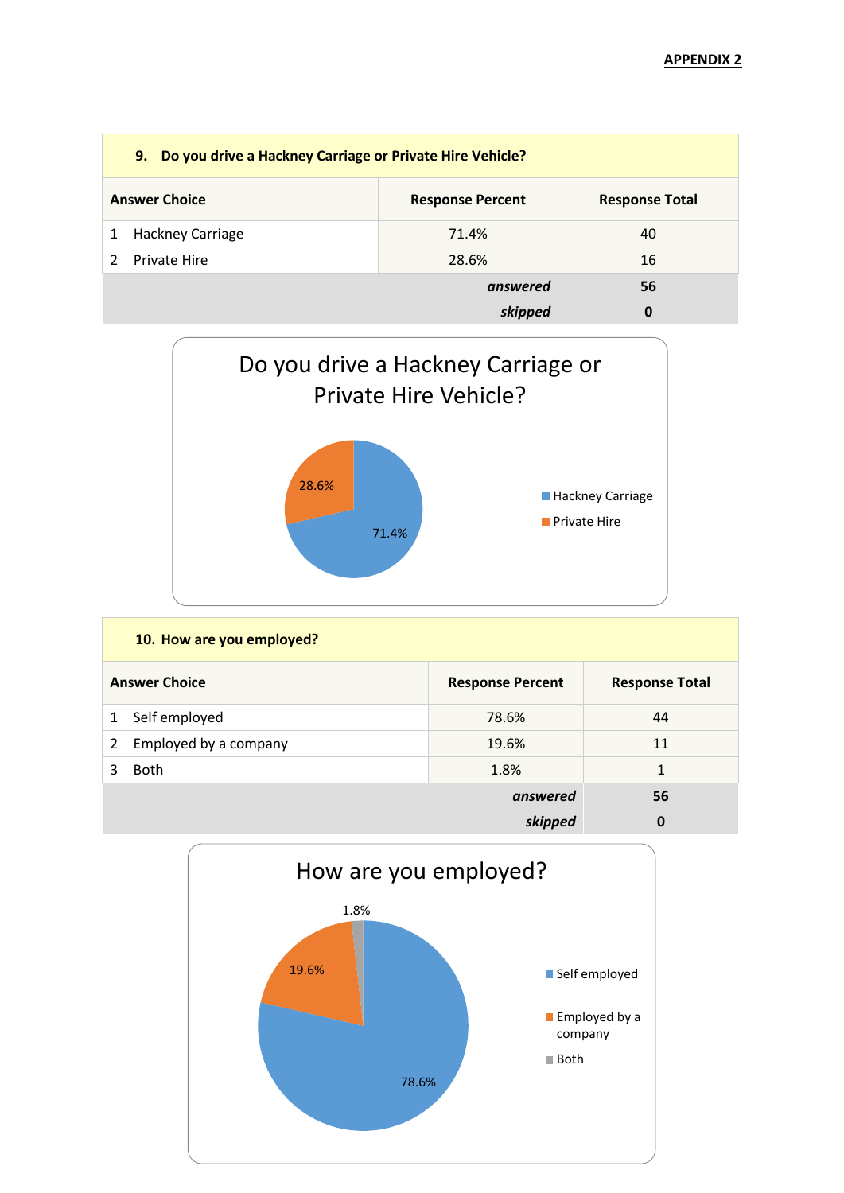**APPENDIX 2**

| 9. Do you drive a Hackney Carriage or Private Hire Vehicle? | | | |
|---|---|---|---|
| **Answer Choice** | | **Response Percent** | **Response Total** |
| 1 | Hackney Carriage | 71.4% | 40 |
| 2 | Private Hire | 28.6% | 16 |
| | | ***answered*** | **56** |
| | | ***skipped*** | **0** |

Do you drive a Hackney Carriage or Private Hire Vehicle?

- Hackney Carriage: 71.4%
- Private Hire: 28.6%

| 10. How are you employed? | | | |
|---|---|---|---|
| **Answer Choice** | | **Response Percent** | **Response Total** |
| 1 | Self employed | 78.6% | 44 |
| 2 | Employed by a company | 19.6% | 11 |
| 3 | Both | 1.8% | 1 |
| | | ***answered*** | **56** |
| | | ***skipped*** | **0** |

How are you employed?

- Self employed: 78.6%
- Employed by a company: 19.6%
- Both: 1.8%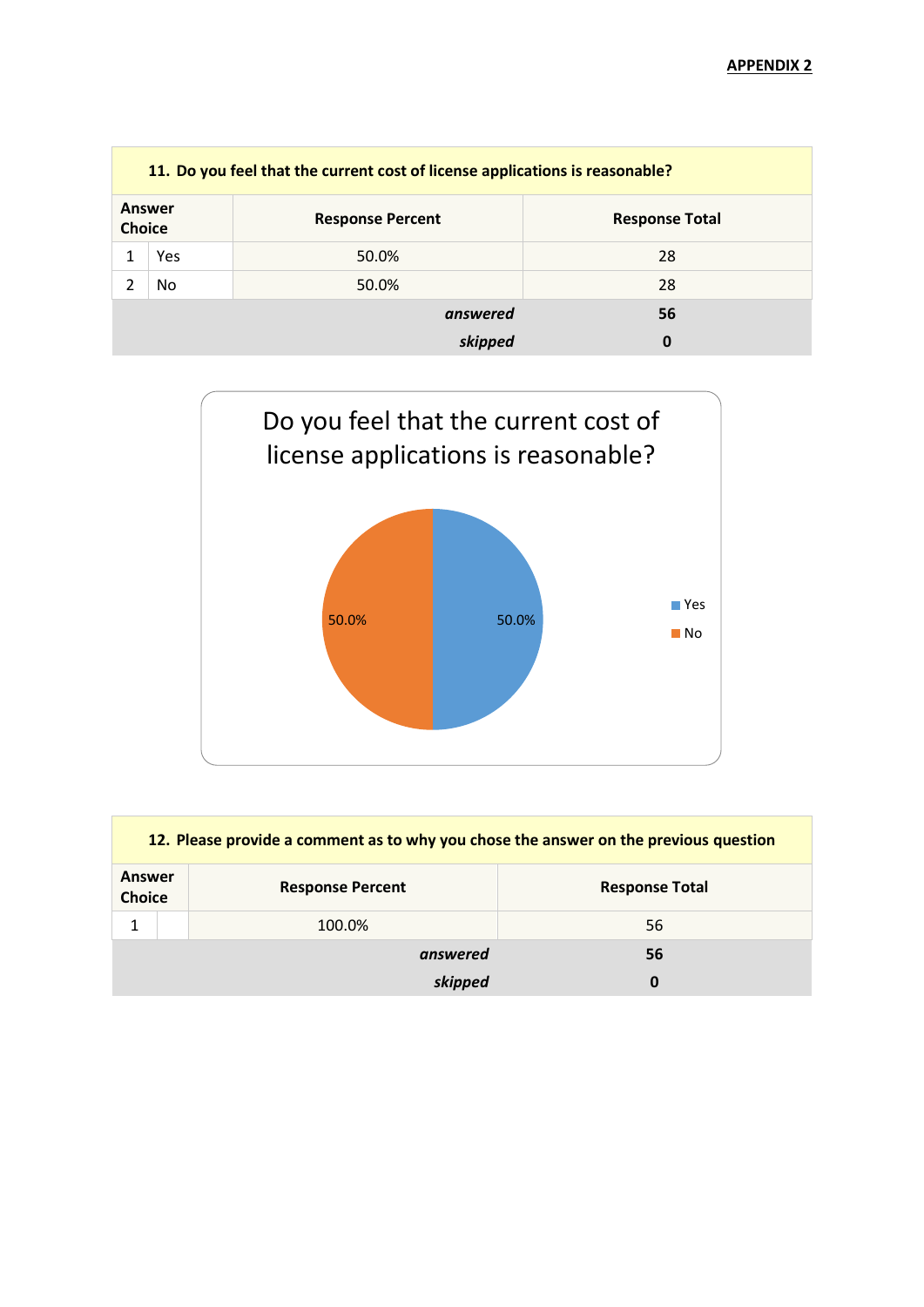**APPENDIX 2**

| 11. Do you feel that the current cost of license applications is reasonable? | | | |
|---|---|---|---|
| **Answer Choice** | | **Response Percent** | **Response Total** |
| 1 | Yes | 50.0% | 28 |
| 2 | No | 50.0% | 28 |
| | | ***answered*** | **56** |
| | | ***skipped*** | **0** |

Do you feel that the current cost of license applications is reasonable?

- Yes: 50.0%
- No: 50.0%

| 12. Please provide a comment as to why you chose the answer on the previous question | | | |
|---|---|---|---|
| **Answer Choice** | | **Response Percent** | **Response Total** |
| 1 | | 100.0% | 56 |
| | | ***answered*** | **56** |
| | | ***skipped*** | **0** |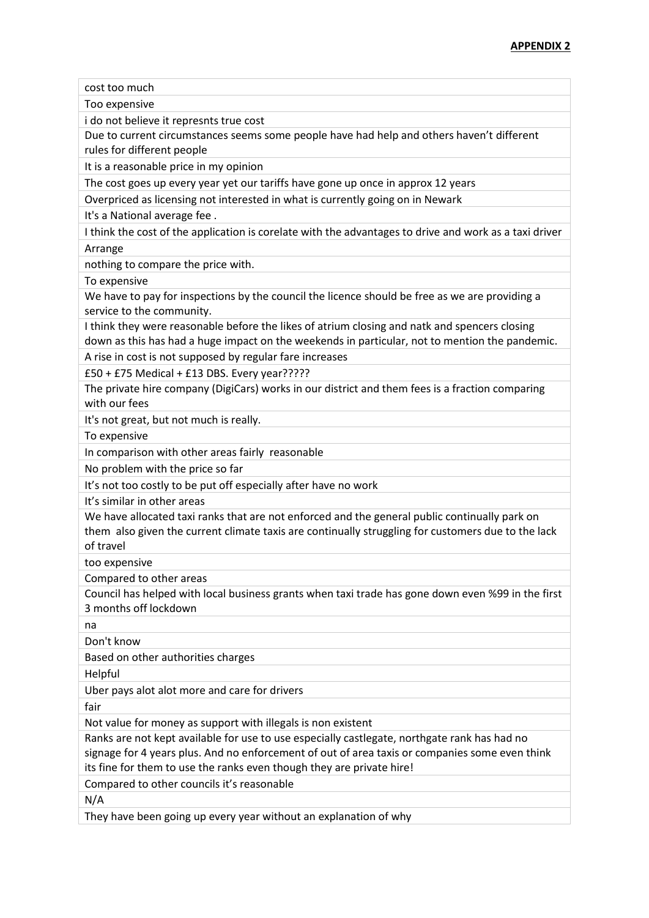**APPENDIX 2**

| cost too much |
|---|
| Too expensive |
| i do not believe it represnts true cost |
| Due to current circumstances seems some people have had help and others haven't different rules for different people |
| It is a reasonable price in my opinion |
| The cost goes up every year yet our tariffs have gone up once in approx 12 years |
| Overpriced as licensing not interested in what is currently going on in Newark |
| It's a National average fee . |
| I think the cost of the application is corelate with the advantages to drive and work as a taxi driver |
| Arrange |
| nothing to compare the price with. |
| To expensive |
| We have to pay for inspections by the council the licence should be free as we are providing a service to the community. |
| I think they were reasonable before the likes of atrium closing and natk and spencers closing down as this has had a huge impact on the weekends in particular, not to mention the pandemic. |
| A rise in cost is not supposed by regular fare increases |
| £50 + £75 Medical + £13 DBS. Every year????? |
| The private hire company (DigiCars) works in our district and them fees is a fraction comparing with our fees |
| It's not great, but not much is really. |
| To expensive |
| In comparison with other areas fairly reasonable |
| No problem with the price so far |
| It's not too costly to be put off especially after have no work |
| It's similar in other areas |
| We have allocated taxi ranks that are not enforced and the general public continually park on them also given the current climate taxis are continually struggling for customers due to the lack of travel |
| too expensive |
| Compared to other areas |
| Council has helped with local business grants when taxi trade has gone down even %99 in the first 3 months off lockdown |
| na |
| Don't know |
| Based on other authorities charges |
| Helpful |
| Uber pays alot alot more and care for drivers |
| fair |
| Not value for money as support with illegals is non existent |
| Ranks are not kept available for use to use especially castlegate, northgate rank has had no signage for 4 years plus. And no enforcement of out of area taxis or companies some even think its fine for them to use the ranks even though they are private hire! |
| Compared to other councils it's reasonable |
| N/A |
| They have been going up every year without an explanation of why |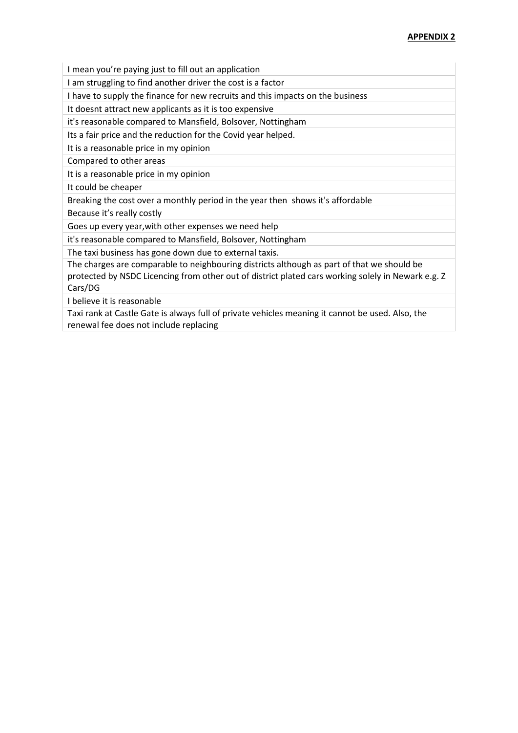**APPENDIX 2**

| |
|---|
| I mean you're paying just to fill out an application |
| I am struggling to find another driver the cost is a factor |
| I have to supply the finance for new recruits and this impacts on the business |
| It doesnt attract new applicants as it is too expensive |
| it's reasonable compared to Mansfield, Bolsover, Nottingham |
| Its a fair price and the reduction for the Covid year helped. |
| It is a reasonable price in my opinion |
| Compared to other areas |
| It is a reasonable price in my opinion |
| It could be cheaper |
| Breaking the cost over a monthly period in the year then shows it's affordable |
| Because it's really costly |
| Goes up every year,with other expenses we need help |
| it's reasonable compared to Mansfield, Bolsover, Nottingham |
| The taxi business has gone down due to external taxis. |
| The charges are comparable to neighbouring districts although as part of that we should be protected by NSDC Licencing from other out of district plated cars working solely in Newark e.g. Z Cars/DG |
| I believe it is reasonable |
| Taxi rank at Castle Gate is always full of private vehicles meaning it cannot be used. Also, the renewal fee does not include replacing |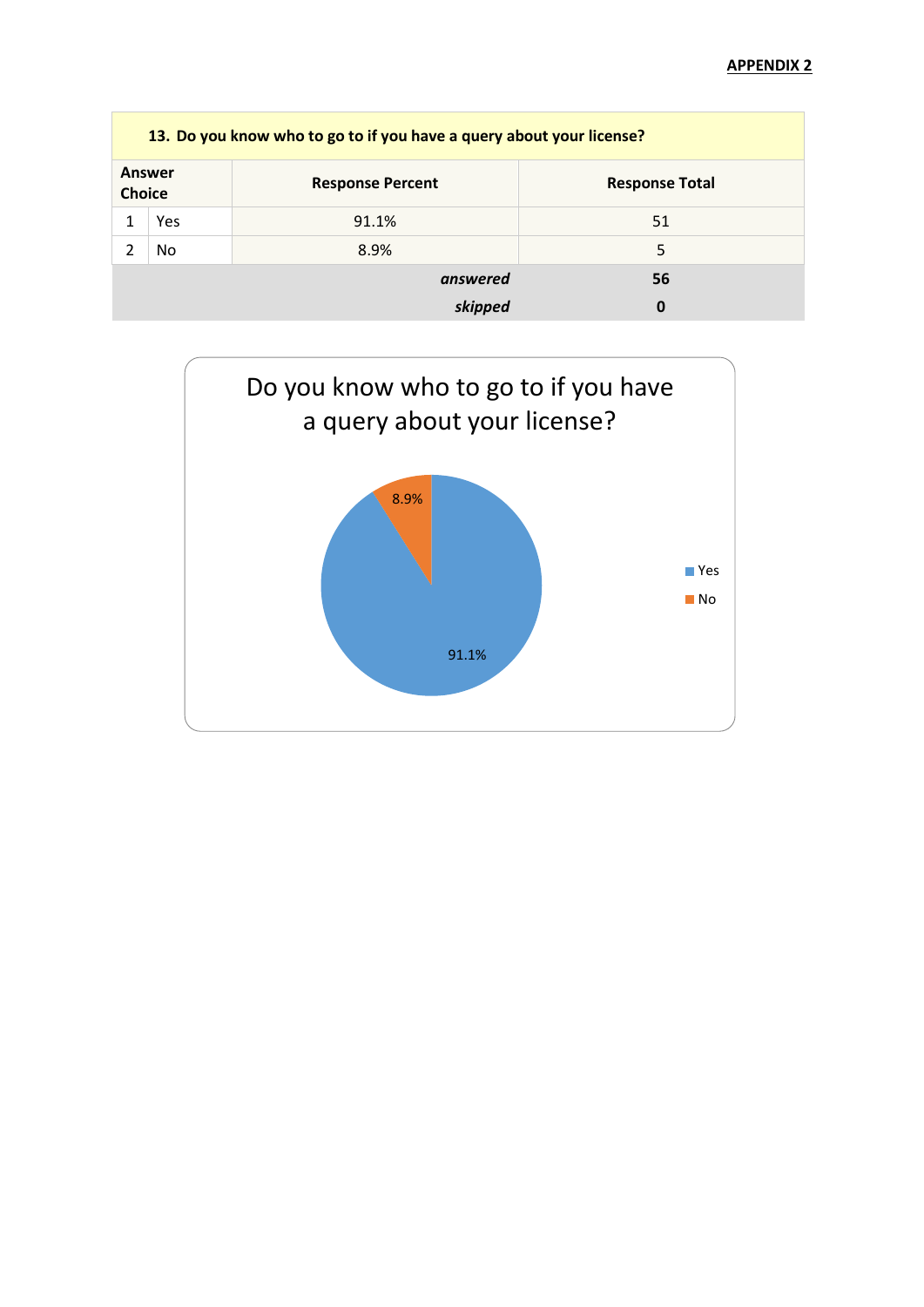**APPENDIX 2**

| 13. Do you know who to go to if you have a query about your license? | | | |
|---|---|---|---|
| **Answer Choice** | | **Response Percent** | **Response Total** |
| 1 | Yes | 91.1% | 51 |
| 2 | No | 8.9% | 5 |
| | | ***answered*** | **56** |
| | | ***skipped*** | **0** |

Do you know who to go to if you have a query about your license?

- Yes: 91.1%
- No: 8.9%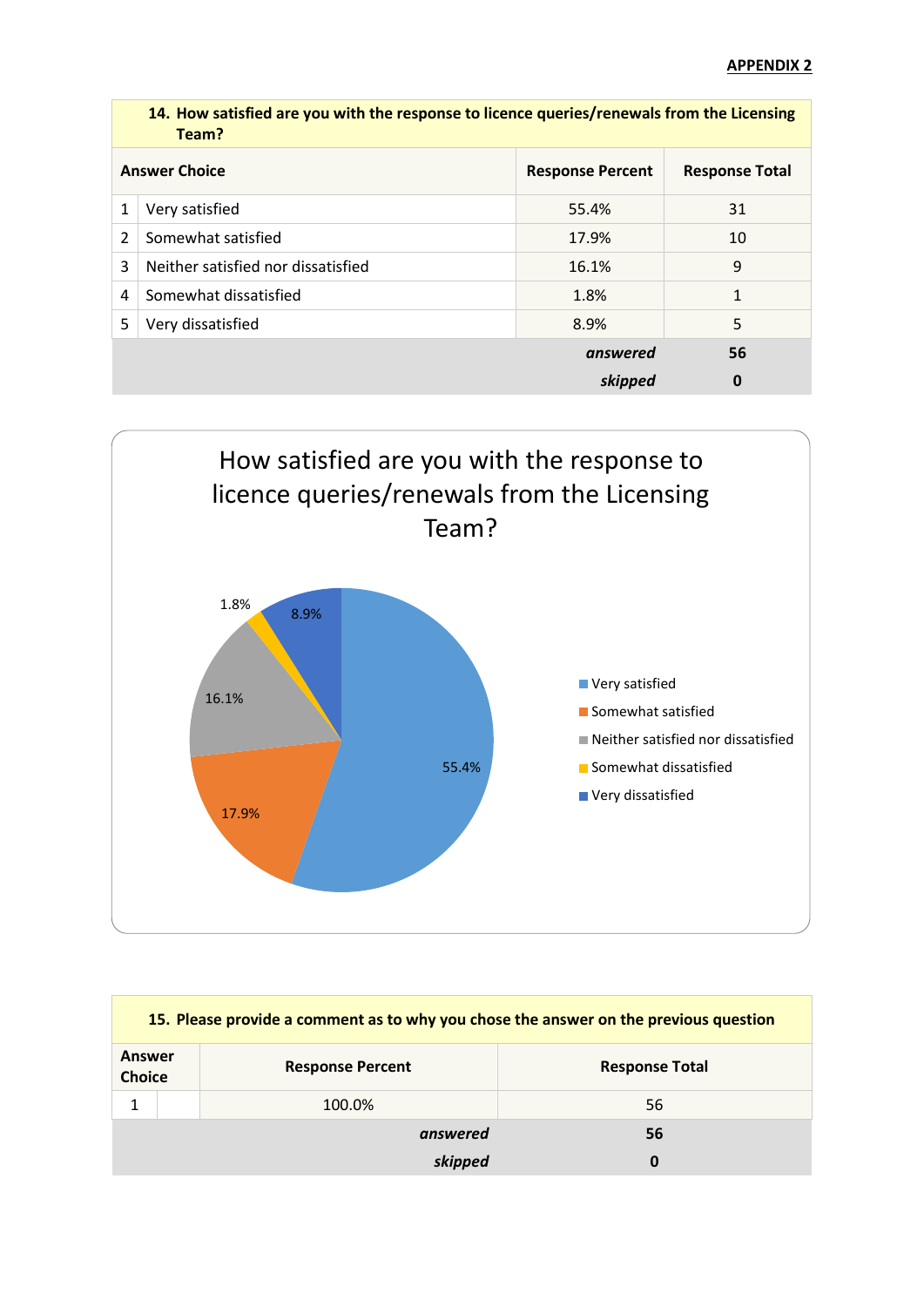**APPENDIX 2**

| 14. How satisfied are you with the response to licence queries/renewals from the Licensing Team? | | | |
|---|---|---|---|
| **Answer Choice** | | **Response Percent** | **Response Total** |
| 1 | Very satisfied | 55.4% | 31 |
| 2 | Somewhat satisfied | 17.9% | 10 |
| 3 | Neither satisfied nor dissatisfied | 16.1% | 9 |
| 4 | Somewhat dissatisfied | 1.8% | 1 |
| 5 | Very dissatisfied | 8.9% | 5 |
| | | ***answered*** | **56** |
| | | ***skipped*** | **0** |

How satisfied are you with the response to licence queries/renewals from the Licensing Team?

- Very satisfied: 55.4%
- Somewhat satisfied: 17.9%
- Neither satisfied nor dissatisfied: 16.1%
- Somewhat dissatisfied: 1.8%
- Very dissatisfied: 8.9%

| 15. Please provide a comment as to why you chose the answer on the previous question | | | |
|---|---|---|---|
| **Answer Choice** | | **Response Percent** | **Response Total** |
| 1 | | 100.0% | 56 |
| | | ***answered*** | **56** |
| | | ***skipped*** | **0** |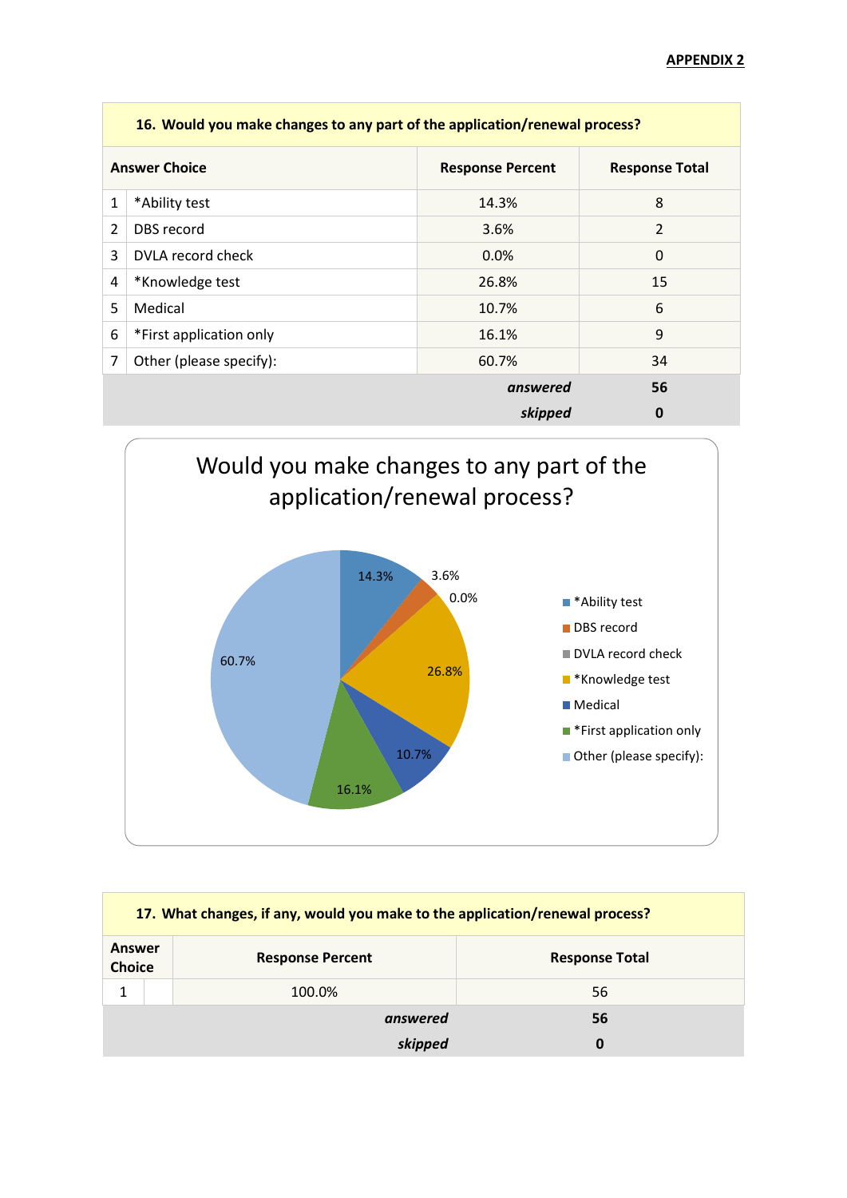**APPENDIX 2**

| 16. Would you make changes to any part of the application/renewal process? | | | |
|---|---|---|---|
| **Answer Choice** | | **Response Percent** | **Response Total** |
| 1 | *Ability test | 14.3% | 8 |
| 2 | DBS record | 3.6% | 2 |
| 3 | DVLA record check | 0.0% | 0 |
| 4 | *Knowledge test | 26.8% | 15 |
| 5 | Medical | 10.7% | 6 |
| 6 | *First application only | 16.1% | 9 |
| 7 | Other (please specify): | 60.7% | 34 |
| | | ***answered*** | **56** |
| | | ***skipped*** | **0** |

Would you make changes to any part of the application/renewal process?

- *Ability test: 14.3%
- DBS record: 3.6%
- DVLA record check: 0.0%
- *Knowledge test: 26.8%
- Medical: 10.7%
- *First application only: 16.1%
- Other (please specify): 60.7%

| 17. What changes, if any, would you make to the application/renewal process? | | | |
|---|---|---|---|
| **Answer Choice** | | **Response Percent** | **Response Total** |
| 1 | | 100.0% | 56 |
| | | ***answered*** | **56** |
| | | ***skipped*** | **0** |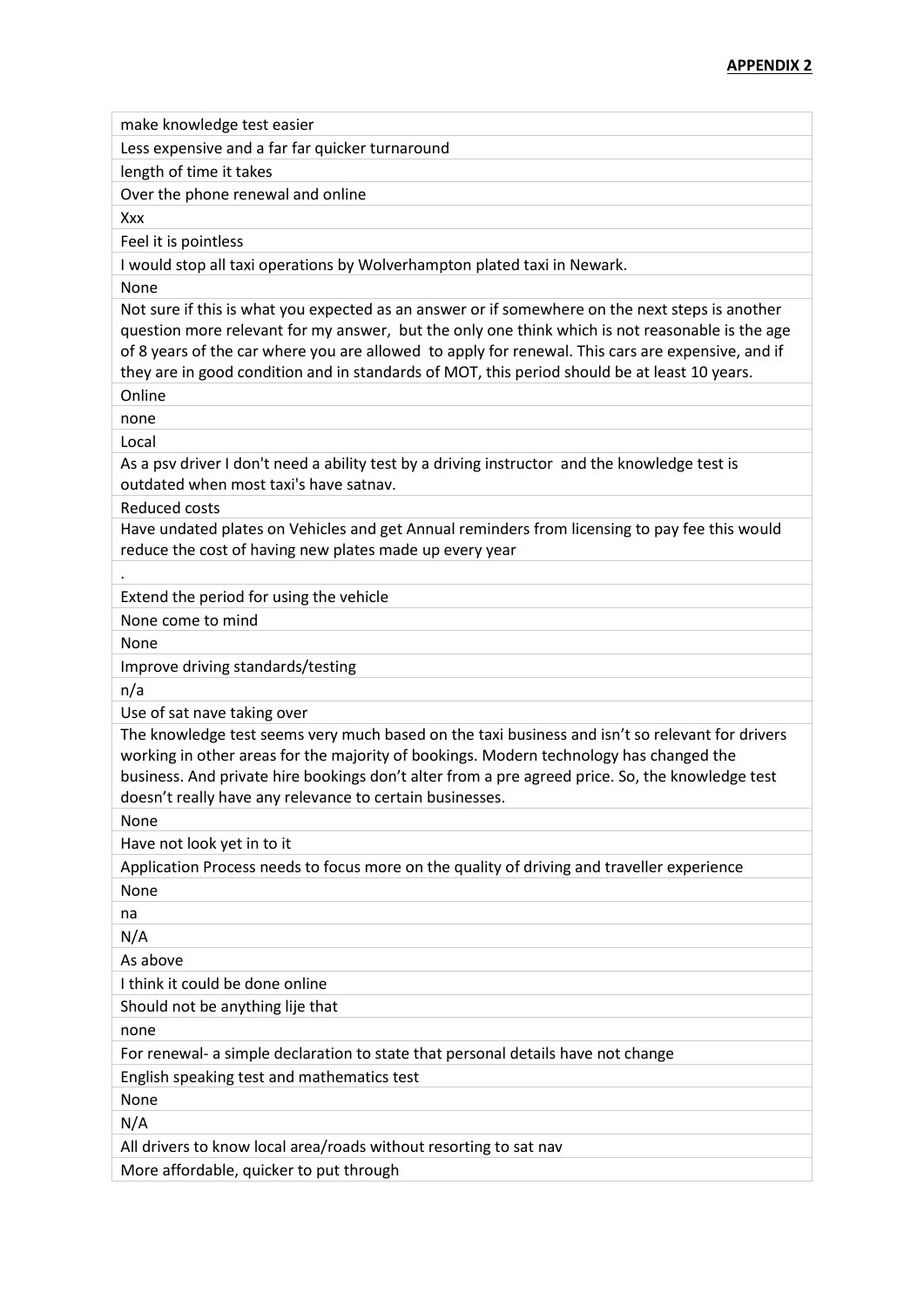**APPENDIX 2**

| make knowledge test easier |
|---|
| Less expensive and a far far quicker turnaround |
| length of time it takes |
| Over the phone renewal and online |
| Xxx |
| Feel it is pointless |
| I would stop all taxi operations by Wolverhampton plated taxi in Newark. |
| None |
| Not sure if this is what you expected as an answer or if somewhere on the next steps is another question more relevant for my answer, but the only one think which is not reasonable is the age of 8 years of the car where you are allowed to apply for renewal. This cars are expensive, and if they are in good condition and in standards of MOT, this period should be at least 10 years. |
| Online |
| none |
| Local |
| As a psv driver I don't need a ability test by a driving instructor and the knowledge test is outdated when most taxi's have satnav. |
| Reduced costs |
| Have undated plates on Vehicles and get Annual reminders from licensing to pay fee this would reduce the cost of having new plates made up every year |
| . |
| Extend the period for using the vehicle |
| None come to mind |
| None |
| Improve driving standards/testing |
| n/a |
| Use of sat nave taking over |
| The knowledge test seems very much based on the taxi business and isn't so relevant for drivers working in other areas for the majority of bookings. Modern technology has changed the business. And private hire bookings don't alter from a pre agreed price. So, the knowledge test doesn't really have any relevance to certain businesses. |
| None |
| Have not look yet in to it |
| Application Process needs to focus more on the quality of driving and traveller experience |
| None |
| na |
| N/A |
| As above |
| I think it could be done online |
| Should not be anything lije that |
| none |
| For renewal- a simple declaration to state that personal details have not change |
| English speaking test and mathematics test |
| None |
| N/A |
| All drivers to know local area/roads without resorting to sat nav |
| More affordable, quicker to put through |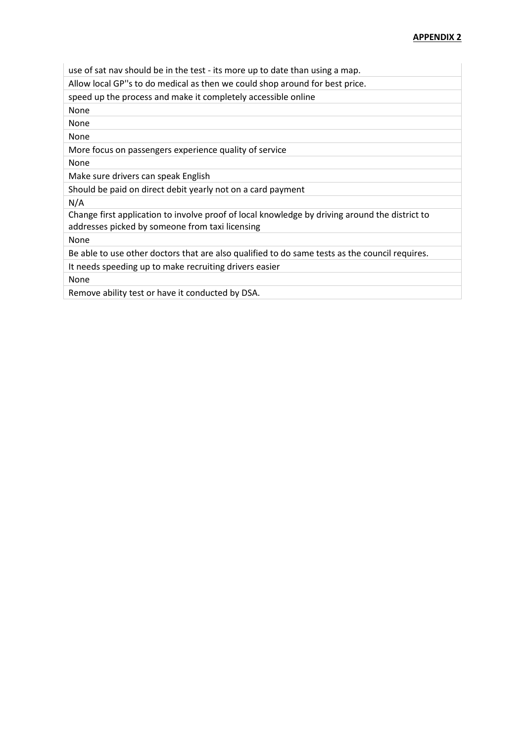**APPENDIX 2**

| use of sat nav should be in the test - its more up to date than using a map. |
|---|
| Allow local GP''s to do medical as then we could shop around for best price. |
| speed up the process and make it completely accessible online |
| None |
| None |
| None |
| More focus on passengers experience quality of service |
| None |
| Make sure drivers can speak English |
| Should be paid on direct debit yearly not on a card payment |
| N/A |
| Change first application to involve proof of local knowledge by driving around the district to addresses picked by someone from taxi licensing |
| None |
| Be able to use other doctors that are also qualified to do same tests as the council requires. |
| It needs speeding up to make recruiting drivers easier |
| None |
| Remove ability test or have it conducted by DSA. |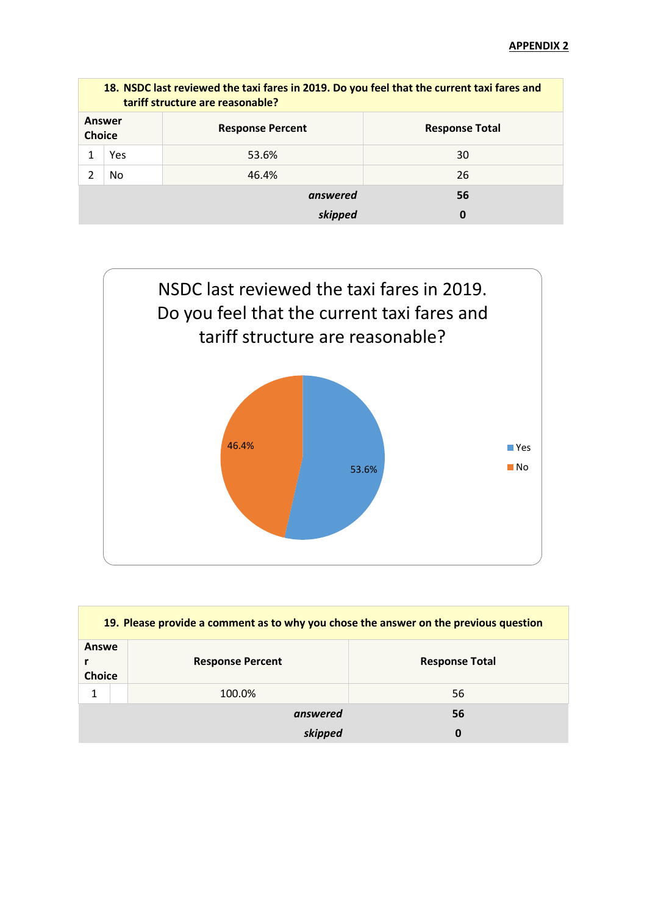**APPENDIX 2**

| 18. NSDC last reviewed the taxi fares in 2019. Do you feel that the current taxi fares and tariff structure are reasonable? | | | |
|---|---|---|---|
| Answer Choice | | Response Percent | Response Total |
| 1 | Yes | 53.6% | 30 |
| 2 | No | 46.4% | 26 |
| | | *answered* | **56** |
| | | *skipped* | **0** |

NSDC last reviewed the taxi fares in 2019. Do you feel that the current taxi fares and tariff structure are reasonable?

- Yes: 53.6%
- No: 46.4%

| 19. Please provide a comment as to why you chose the answer on the previous question | | | |
|---|---|---|---|
| Answer Choice | | Response Percent | Response Total |
| 1 | | 100.0% | 56 |
| | | *answered* | **56** |
| | | *skipped* | **0** |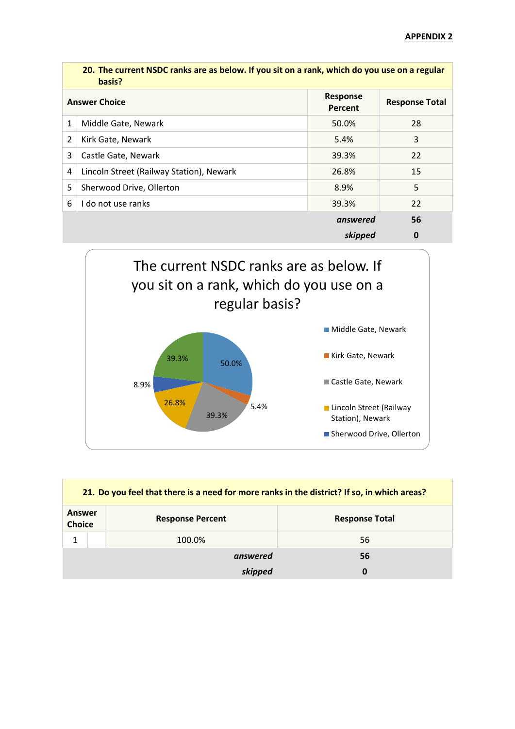**APPENDIX 2**

| 20. The current NSDC ranks are as below. If you sit on a rank, which do you use on a regular basis? | | | |
|---|---|---|---|
| **Answer Choice** | | **Response Percent** | **Response Total** |
| 1 | Middle Gate, Newark | 50.0% | 28 |
| 2 | Kirk Gate, Newark | 5.4% | 3 |
| 3 | Castle Gate, Newark | 39.3% | 22 |
| 4 | Lincoln Street (Railway Station), Newark | 26.8% | 15 |
| 5 | Sherwood Drive, Ollerton | 8.9% | 5 |
| 6 | I do not use ranks | 39.3% | 22 |
| | | ***answered*** | **56** |
| | | ***skipped*** | **0** |

The current NSDC ranks are as below. If you sit on a rank, which do you use on a regular basis?

- Middle Gate, Newark: 50.0%
- Kirk Gate, Newark: 5.4%
- Castle Gate, Newark: 39.3%
- Lincoln Street (Railway Station), Newark: 26.8%
- Sherwood Drive, Ollerton: 8.9%
- 39.3%

| 21. Do you feel that there is a need for more ranks in the district? If so, in which areas? | | | |
|---|---|---|---|
| **Answer Choice** | | **Response Percent** | **Response Total** |
| 1 | | 100.0% | 56 |
| | | ***answered*** | **56** |
| | | ***skipped*** | **0** |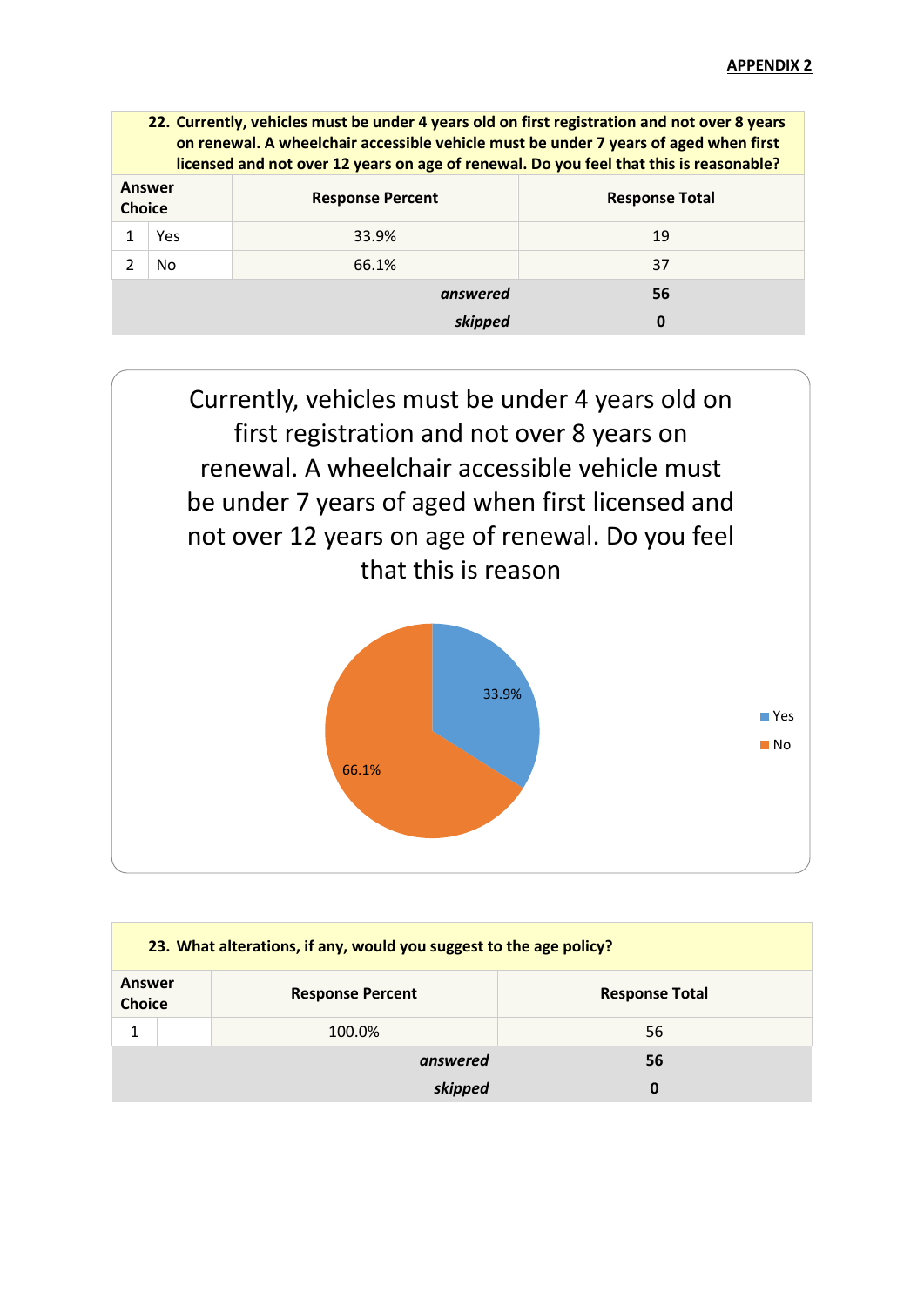**APPENDIX 2**

| 22. Currently, vehicles must be under 4 years old on first registration and not over 8 years on renewal. A wheelchair accessible vehicle must be under 7 years of aged when first licensed and not over 12 years on age of renewal. Do you feel that this is reasonable? | | | |
|---|---|---|---|
| **Answer Choice** | | **Response Percent** | **Response Total** |
| 1 | Yes | 33.9% | 19 |
| 2 | No | 66.1% | 37 |
| | | ***answered*** | **56** |
| | | ***skipped*** | **0** |

Currently, vehicles must be under 4 years old on first registration and not over 8 years on renewal. A wheelchair accessible vehicle must be under 7 years of aged when first licensed and not over 12 years on age of renewal. Do you feel that this is reason

| | Percent |
|---|---|
| Yes | 33.9% |
| No | 66.1% |

| 23. What alterations, if any, would you suggest to the age policy? | | | |
|---|---|---|---|
| **Answer Choice** | | **Response Percent** | **Response Total** |
| 1 | | 100.0% | 56 |
| | | ***answered*** | **56** |
| | | ***skipped*** | **0** |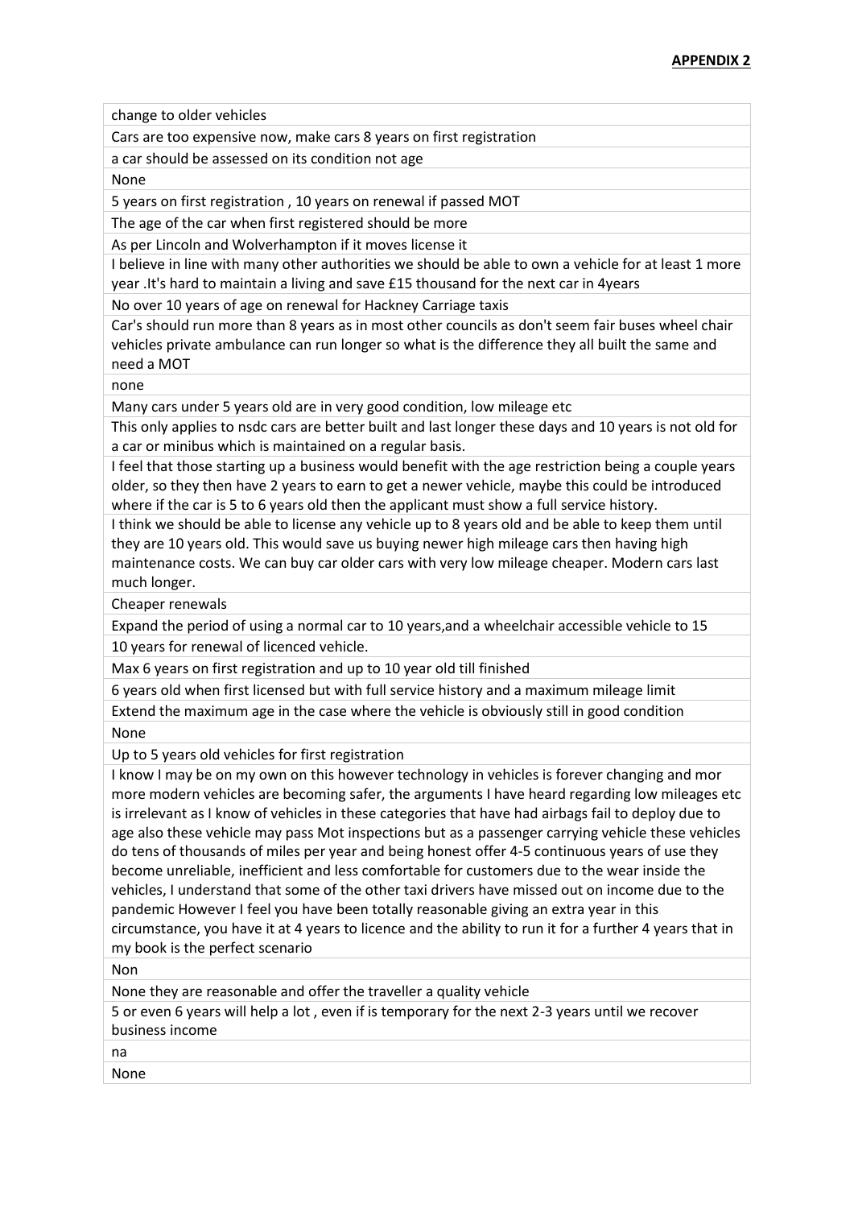**APPENDIX 2**

| change to older vehicles |
|---|
| Cars are too expensive now, make cars 8 years on first registration |
| a car should be assessed on its condition not age |
| None |
| 5 years on first registration , 10 years on renewal if passed MOT |
| The age of the car when first registered should be more |
| As per Lincoln and Wolverhampton if it moves license it |
| I believe in line with many other authorities we should be able to own a vehicle for at least 1 more year .It's hard to maintain a living and save £15 thousand for the next car in 4years |
| No over 10 years of age on renewal for Hackney Carriage taxis |
| Car's should run more than 8 years as in most other councils as don't seem fair buses wheel chair vehicles private ambulance can run longer so what is the difference they all built the same and need a MOT |
| none |
| Many cars under 5 years old are in very good condition, low mileage etc |
| This only applies to nsdc cars are better built and last longer these days and 10 years is not old for a car or minibus which is maintained on a regular basis. |
| I feel that those starting up a business would benefit with the age restriction being a couple years older, so they then have 2 years to earn to get a newer vehicle, maybe this could be introduced where if the car is 5 to 6 years old then the applicant must show a full service history. |
| I think we should be able to license any vehicle up to 8 years old and be able to keep them until they are 10 years old. This would save us buying newer high mileage cars then having high maintenance costs. We can buy car older cars with very low mileage cheaper. Modern cars last much longer. |
| Cheaper renewals |
| Expand the period of using a normal car to 10 years,and a wheelchair accessible vehicle to 15 |
| 10 years for renewal of licenced vehicle. |
| Max 6 years on first registration and up to 10 year old till finished |
| 6 years old when first licensed but with full service history and a maximum mileage limit |
| Extend the maximum age in the case where the vehicle is obviously still in good condition |
| None |
| Up to 5 years old vehicles for first registration |
| I know I may be on my own on this however technology in vehicles is forever changing and mor more modern vehicles are becoming safer, the arguments I have heard regarding low mileages etc is irrelevant as I know of vehicles in these categories that have had airbags fail to deploy due to age also these vehicle may pass Mot inspections but as a passenger carrying vehicle these vehicles do tens of thousands of miles per year and being honest offer 4-5 continuous years of use they become unreliable, inefficient and less comfortable for customers due to the wear inside the vehicles, I understand that some of the other taxi drivers have missed out on income due to the pandemic However I feel you have been totally reasonable giving an extra year in this circumstance, you have it at 4 years to licence and the ability to run it for a further 4 years that in my book is the perfect scenario |
| Non |
| None they are reasonable and offer the traveller a quality vehicle |
| 5 or even 6 years will help a lot , even if is temporary for the next 2-3 years until we recover business income |
| na |
| None |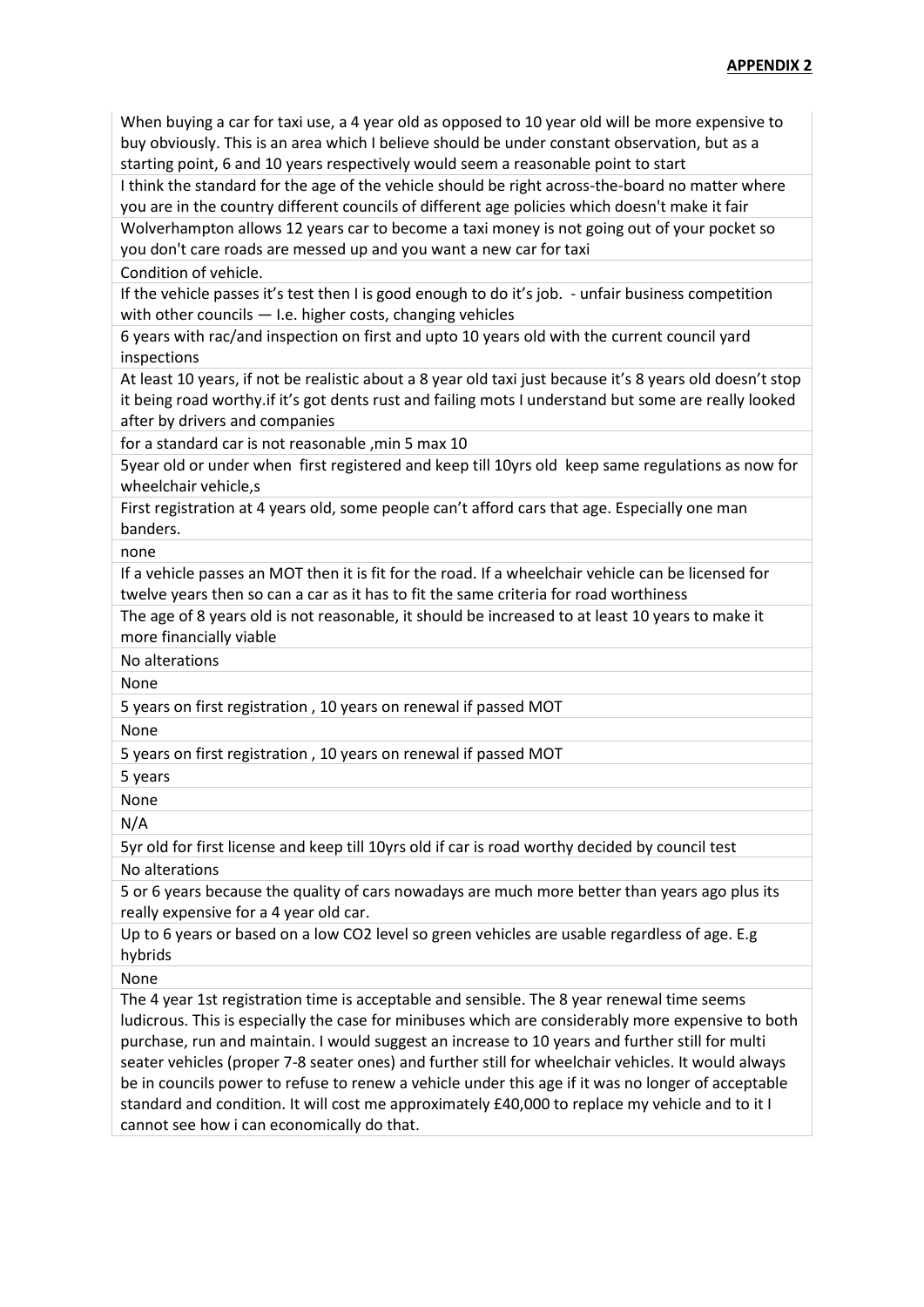**APPENDIX 2**

| When buying a car for taxi use, a 4 year old as opposed to 10 year old will be more expensive to buy obviously. This is an area which I believe should be under constant observation, but as a starting point, 6 and 10 years respectively would seem a reasonable point to start |
|---|
| I think the standard for the age of the vehicle should be right across-the-board no matter where you are in the country different councils of different age policies which doesn't make it fair |
| Wolverhampton allows 12 years car to become a taxi money is not going out of your pocket so you don't care roads are messed up and you want a new car for taxi |
| Condition of vehicle. |
| If the vehicle passes it's test then I is good enough to do it's job. - unfair business competition with other councils — I.e. higher costs, changing vehicles |
| 6 years with rac/and inspection on first and upto 10 years old with the current council yard inspections |
| At least 10 years, if not be realistic about a 8 year old taxi just because it's 8 years old doesn't stop it being road worthy.if it's got dents rust and failing mots I understand but some are really looked after by drivers and companies |
| for a standard car is not reasonable ,min 5 max 10 |
| 5year old or under when first registered and keep till 10yrs old keep same regulations as now for wheelchair vehicle,s |
| First registration at 4 years old, some people can't afford cars that age. Especially one man banders. |
| none |
| If a vehicle passes an MOT then it is fit for the road. If a wheelchair vehicle can be licensed for twelve years then so can a car as it has to fit the same criteria for road worthiness |
| The age of 8 years old is not reasonable, it should be increased to at least 10 years to make it more financially viable |
| No alterations |
| None |
| 5 years on first registration , 10 years on renewal if passed MOT |
| None |
| 5 years on first registration , 10 years on renewal if passed MOT |
| 5 years |
| None |
| N/A |
| 5yr old for first license and keep till 10yrs old if car is road worthy decided by council test |
| No alterations |
| 5 or 6 years because the quality of cars nowadays are much more better than years ago plus its really expensive for a 4 year old car. |
| Up to 6 years or based on a low CO2 level so green vehicles are usable regardless of age. E.g hybrids |
| None |
| The 4 year 1st registration time is acceptable and sensible. The 8 year renewal time seems ludicrous. This is especially the case for minibuses which are considerably more expensive to both purchase, run and maintain. I would suggest an increase to 10 years and further still for multi seater vehicles (proper 7-8 seater ones) and further still for wheelchair vehicles. It would always be in councils power to refuse to renew a vehicle under this age if it was no longer of acceptable standard and condition. It will cost me approximately £40,000 to replace my vehicle and to it I cannot see how i can economically do that. |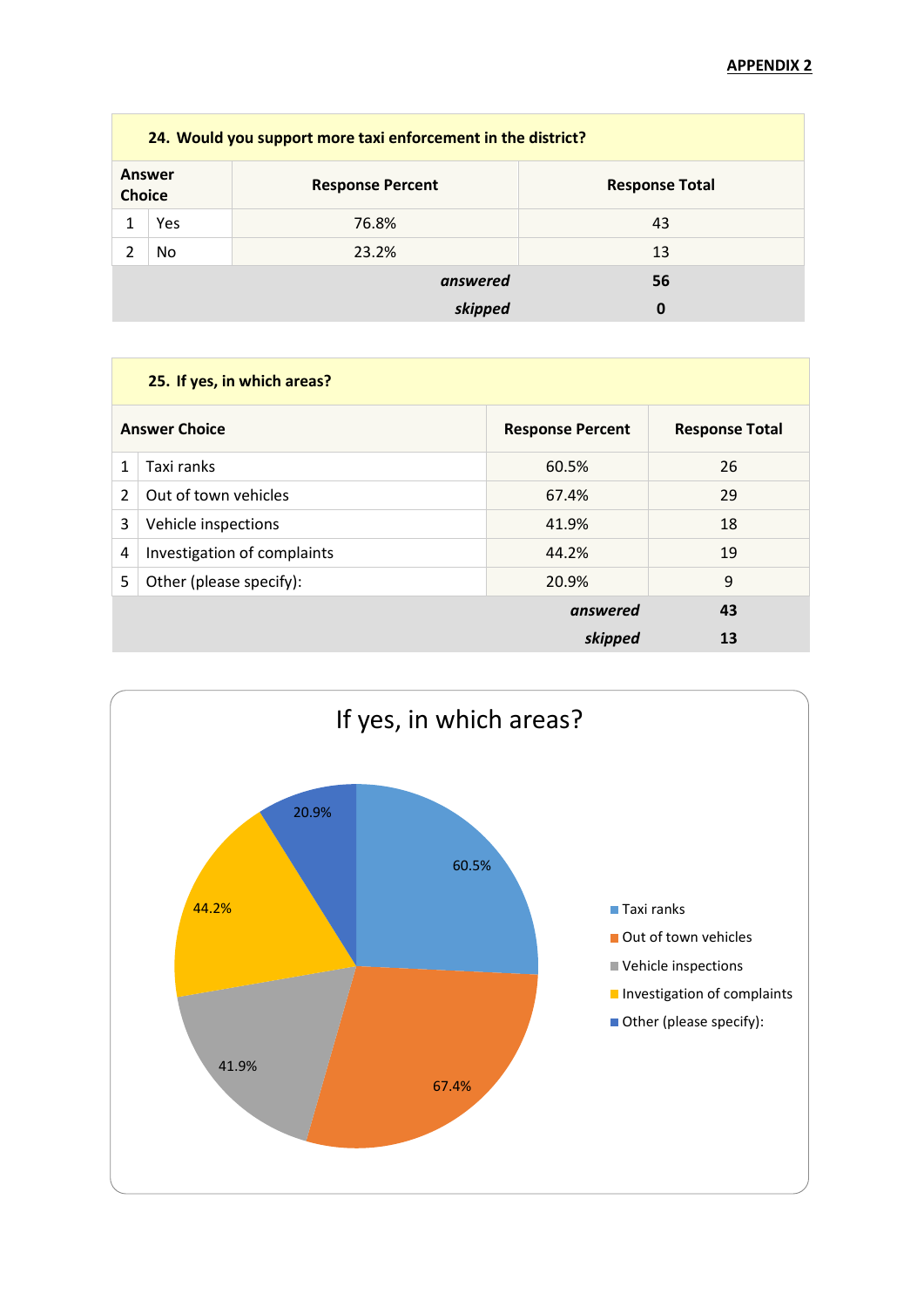**APPENDIX 2**

| 24. Would you support more taxi enforcement in the district? | | | |
|---|---|---|---|
| Answer Choice | | Response Percent | Response Total |
| 1 | Yes | 76.8% | 43 |
| 2 | No | 23.2% | 13 |
| | | *answered* | 56 |
| | | *skipped* | 0 |

| 25. If yes, in which areas? | | | |
|---|---|---|---|
| Answer Choice | | Response Percent | Response Total |
| 1 | Taxi ranks | 60.5% | 26 |
| 2 | Out of town vehicles | 67.4% | 29 |
| 3 | Vehicle inspections | 41.9% | 18 |
| 4 | Investigation of complaints | 44.2% | 19 |
| 5 | Other (please specify): | 20.9% | 9 |
| | | *answered* | 43 |
| | | *skipped* | 13 |

**If yes, in which areas?**

| Area | Percent |
|---|---|
| Taxi ranks | 60.5% |
| Out of town vehicles | 67.4% |
| Vehicle inspections | 41.9% |
| Investigation of complaints | 44.2% |
| Other (please specify): | 20.9% |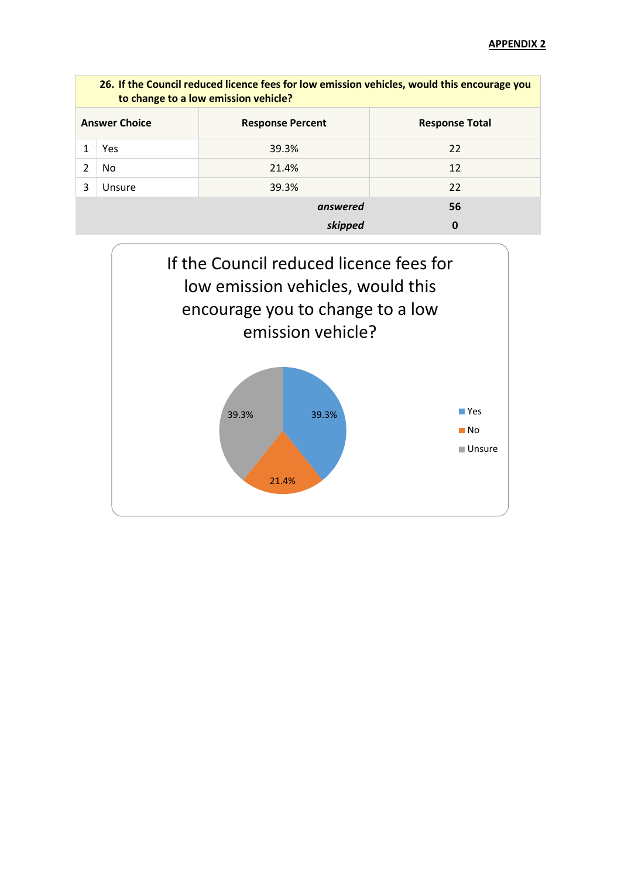**APPENDIX 2**

| 26. If the Council reduced licence fees for low emission vehicles, would this encourage you to change to a low emission vehicle? | | | |
|---|---|---|---|
| Answer Choice | | Response Percent | Response Total |
| 1 | Yes | 39.3% | 22 |
| 2 | No | 21.4% | 12 |
| 3 | Unsure | 39.3% | 22 |
| | | *answered* | **56** |
| | | *skipped* | **0** |

If the Council reduced licence fees for low emission vehicles, would this encourage you to change to a low emission vehicle?

- Yes: 39.3%
- No: 21.4%
- Unsure: 39.3%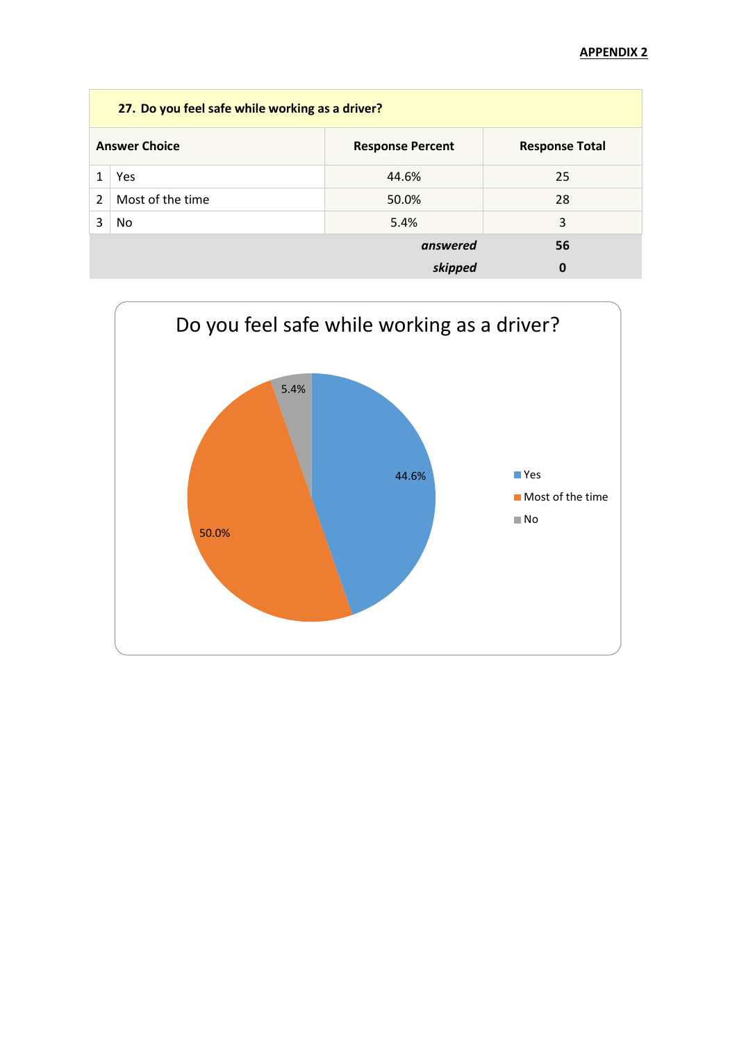**APPENDIX 2**

| 27. Do you feel safe while working as a driver? | | | |
|---|---|---|---|
| **Answer Choice** | | **Response Percent** | **Response Total** |
| 1 | Yes | 44.6% | 25 |
| 2 | Most of the time | 50.0% | 28 |
| 3 | No | 5.4% | 3 |
| | | ***answered*** | **56** |
| | | ***skipped*** | **0** |

Do you feel safe while working as a driver?

- Yes: 44.6%
- Most of the time: 50.0%
- No: 5.4%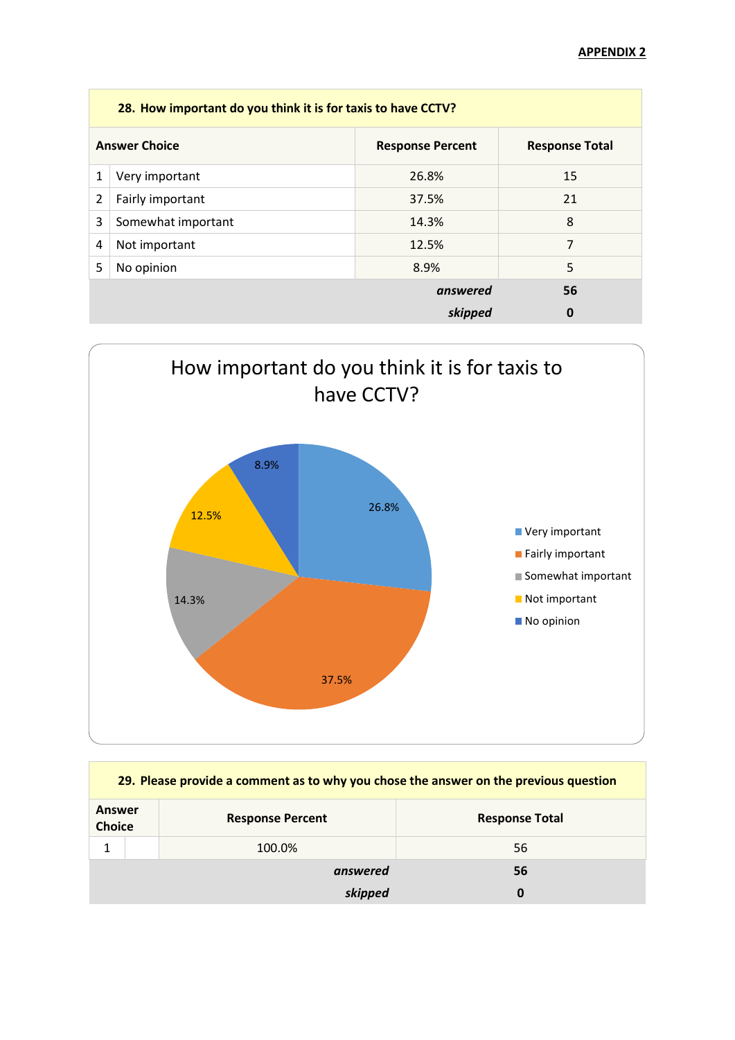**APPENDIX 2**

| **28. How important do you think it is for taxis to have CCTV?** | | | |
|---|---|---|---|
| **Answer Choice** | | **Response Percent** | **Response Total** |
| 1 | Very important | 26.8% | 15 |
| 2 | Fairly important | 37.5% | 21 |
| 3 | Somewhat important | 14.3% | 8 |
| 4 | Not important | 12.5% | 7 |
| 5 | No opinion | 8.9% | 5 |
| | | ***answered*** | **56** |
| | | ***skipped*** | **0** |

How important do you think it is for taxis to have CCTV?

- Very important: 26.8%
- Fairly important: 37.5%
- Somewhat important: 14.3%
- Not important: 12.5%
- No opinion: 8.9%

| **29. Please provide a comment as to why you chose the answer on the previous question** | | | |
|---|---|---|---|
| **Answer Choice** | | **Response Percent** | **Response Total** |
| 1 | | 100.0% | 56 |
| | | ***answered*** | **56** |
| | | ***skipped*** | **0** |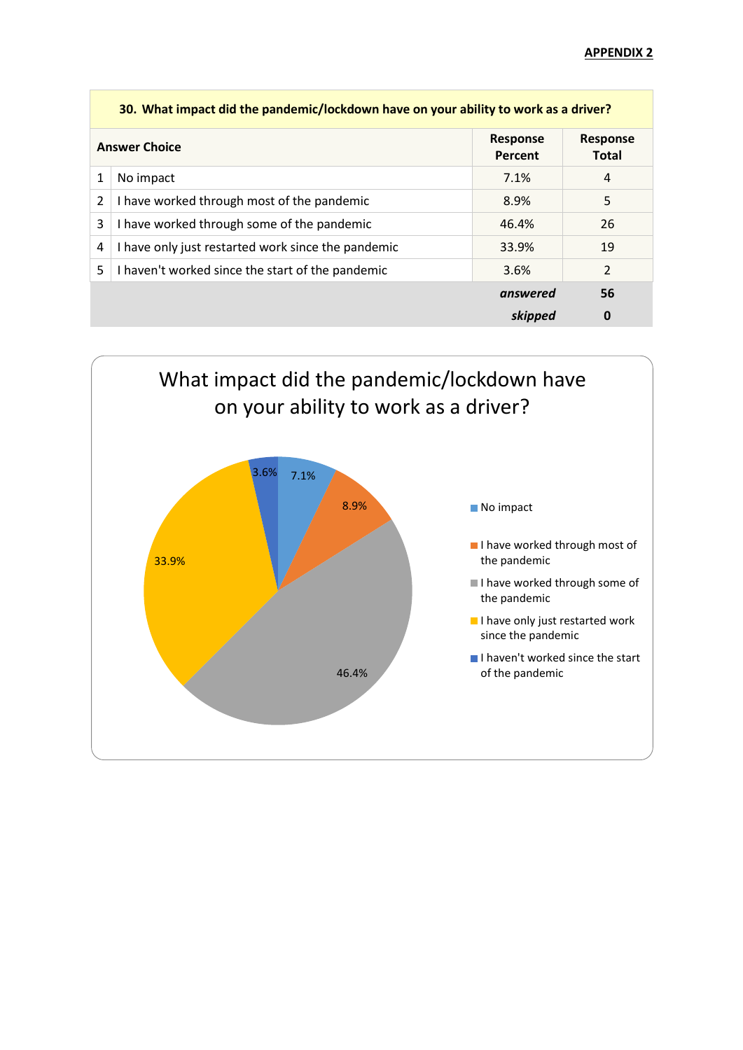**APPENDIX 2**

| 30. What impact did the pandemic/lockdown have on your ability to work as a driver? | | | |
|---|---|---|---|
| **Answer Choice** | | **Response Percent** | **Response Total** |
| 1 | No impact | 7.1% | 4 |
| 2 | I have worked through most of the pandemic | 8.9% | 5 |
| 3 | I have worked through some of the pandemic | 46.4% | 26 |
| 4 | I have only just restarted work since the pandemic | 33.9% | 19 |
| 5 | I haven't worked since the start of the pandemic | 3.6% | 2 |
| | | ***answered*** | **56** |
| | | ***skipped*** | **0** |

What impact did the pandemic/lockdown have on your ability to work as a driver?

- No impact: 7.1%
- I have worked through most of the pandemic: 8.9%
- I have worked through some of the pandemic: 46.4%
- I have only just restarted work since the pandemic: 33.9%
- I haven't worked since the start of the pandemic: 3.6%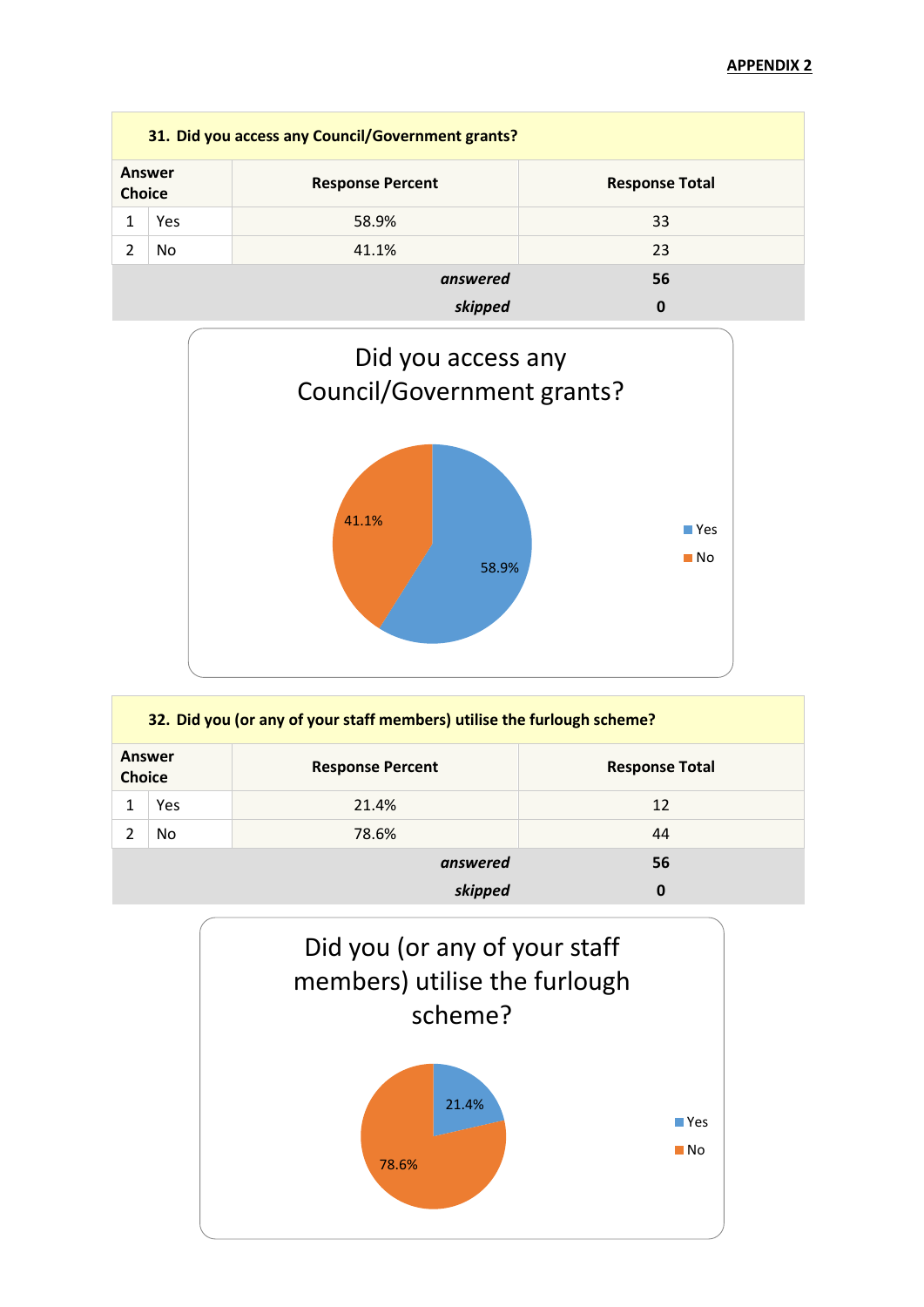**APPENDIX 2**

| **31. Did you access any Council/Government grants?** | | | |
|---|---|---|---|
| **Answer Choice** | | **Response Percent** | **Response Total** |
| 1 | Yes | 58.9% | 33 |
| 2 | No | 41.1% | 23 |
| | | ***answered*** | **56** |
| | | ***skipped*** | **0** |

Did you access any Council/Government grants?

- Yes: 58.9%
- No: 41.1%

| **32. Did you (or any of your staff members) utilise the furlough scheme?** | | | |
|---|---|---|---|
| **Answer Choice** | | **Response Percent** | **Response Total** |
| 1 | Yes | 21.4% | 12 |
| 2 | No | 78.6% | 44 |
| | | ***answered*** | **56** |
| | | ***skipped*** | **0** |

Did you (or any of your staff members) utilise the furlough scheme?

- Yes: 21.4%
- No: 78.6%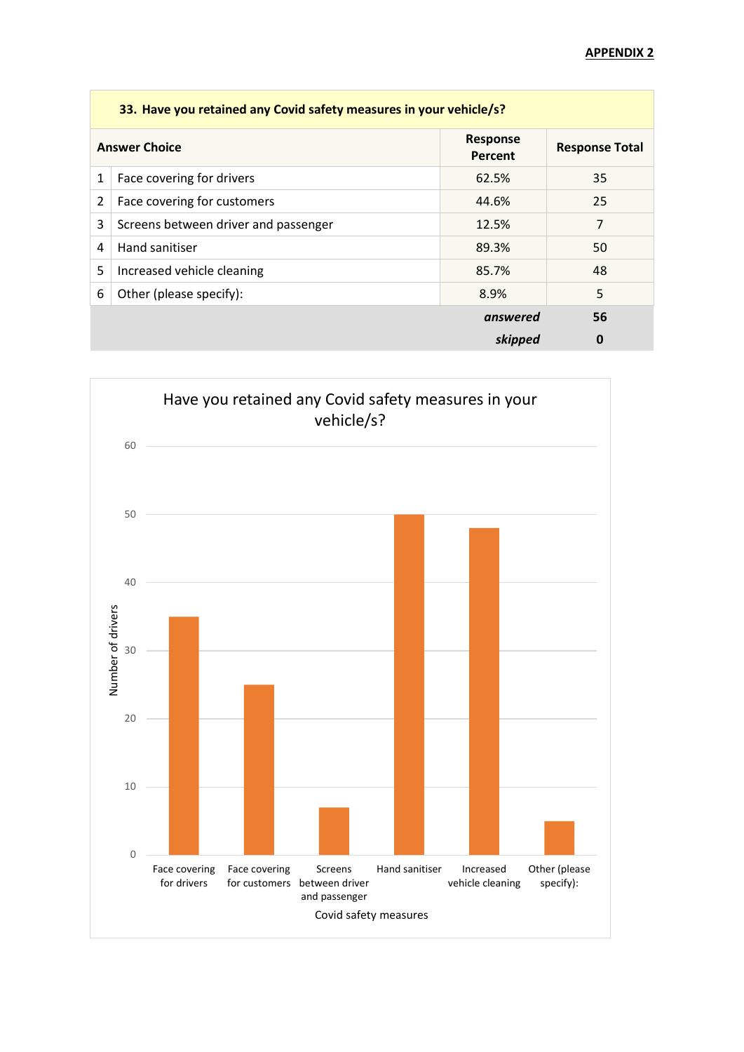**APPENDIX 2**

| 33. Have you retained any Covid safety measures in your vehicle/s? | | | |
|---|---|---|---|
| **Answer Choice** | | **Response Percent** | **Response Total** |
| 1 | Face covering for drivers | 62.5% | 35 |
| 2 | Face covering for customers | 44.6% | 25 |
| 3 | Screens between driver and passenger | 12.5% | 7 |
| 4 | Hand sanitiser | 89.3% | 50 |
| 5 | Increased vehicle cleaning | 85.7% | 48 |
| 6 | Other (please specify): | 8.9% | 5 |
| | | ***answered*** | **56** |
| | | ***skipped*** | **0** |

Have you retained any Covid safety measures in your vehicle/s?

| Covid safety measures | Number of drivers |
|---|---|
| Face covering for drivers | 35 |
| Face covering for customers | 25 |
| Screens between driver and passenger | 7 |
| Hand sanitiser | 50 |
| Increased vehicle cleaning | 48 |
| Other (please specify): | 5 |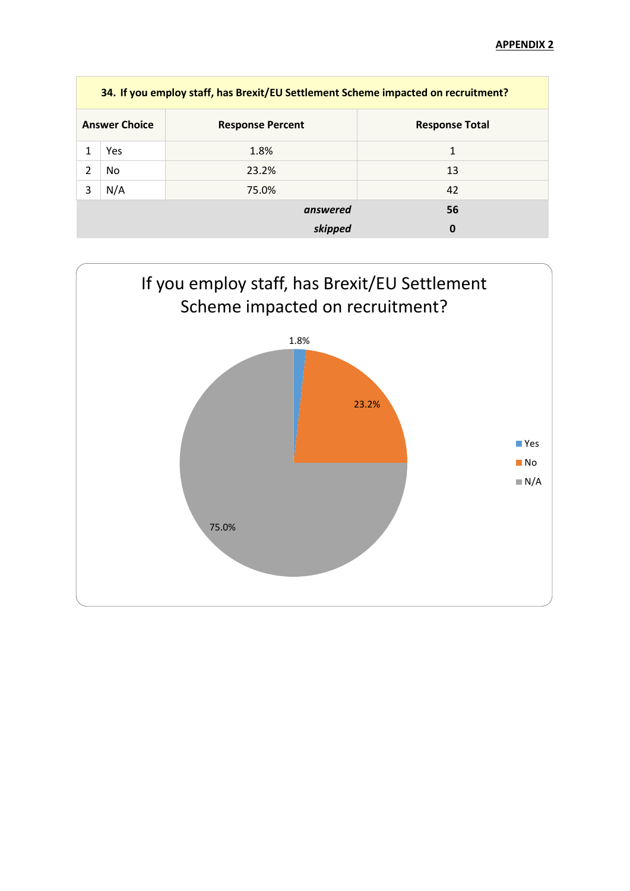**APPENDIX 2**

| 34. If you employ staff, has Brexit/EU Settlement Scheme impacted on recruitment? | | | |
|---|---|---|---|
| **Answer Choice** | | **Response Percent** | **Response Total** |
| 1 | Yes | 1.8% | 1 |
| 2 | No | 23.2% | 13 |
| 3 | N/A | 75.0% | 42 |
| | | ***answered*** | **56** |
| | | ***skipped*** | **0** |

If you employ staff, has Brexit/EU Settlement Scheme impacted on recruitment?

1.8%

23.2%

75.0%

Yes

No

N/A